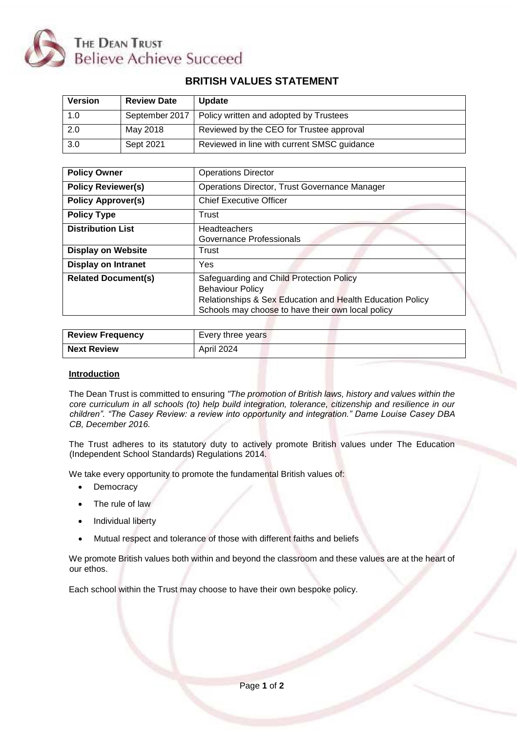The Dean Trust
Believe Achieve Succeed

# BRITISH VALUES STATEMENT

| Version | Review Date | Update |
|---|---|---|
| 1.0 | September 2017 | Policy written and adopted by Trustees |
| 2.0 | May 2018 | Reviewed by the CEO for Trustee approval |
| 3.0 | Sept 2021 | Reviewed in line with current SMSC guidance |

| | |
|---|---|
| **Policy Owner** | Operations Director |
| **Policy Reviewer(s)** | Operations Director, Trust Governance Manager |
| **Policy Approver(s)** | Chief Executive Officer |
| **Policy Type** | Trust |
| **Distribution List** | Headteachers<br>Governance Professionals |
| **Display on Website** | Trust |
| **Display on Intranet** | Yes |
| **Related Document(s)** | Safeguarding and Child Protection Policy<br>Behaviour Policy<br>Relationships & Sex Education and Health Education Policy<br>Schools may choose to have their own local policy |

| | |
|---|---|
| **Review Frequency** | Every three years |
| **Next Review** | April 2024 |

## Introduction

The Dean Trust is committed to ensuring *"The promotion of British laws, history and values within the core curriculum in all schools (to) help build integration, tolerance, citizenship and resilience in our children". "The Casey Review: a review into opportunity and integration." Dame Louise Casey DBA CB, December 2016.*

The Trust adheres to its statutory duty to actively promote British values under The Education (Independent School Standards) Regulations 2014.

We take every opportunity to promote the fundamental British values of:

- Democracy
- The rule of law
- Individual liberty
- Mutual respect and tolerance of those with different faiths and beliefs

We promote British values both within and beyond the classroom and these values are at the heart of our ethos.

Each school within the Trust may choose to have their own bespoke policy.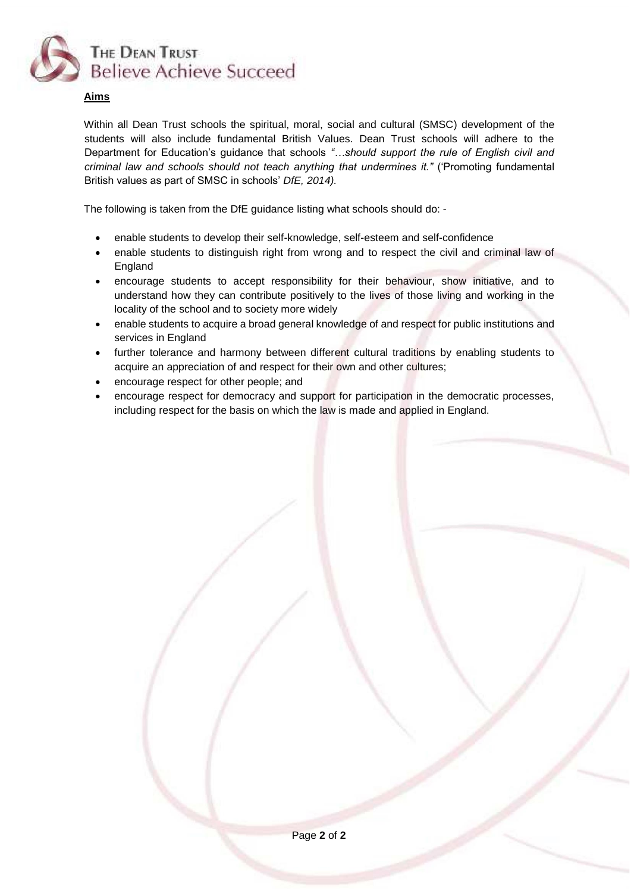**Aims**

Within all Dean Trust schools the spiritual, moral, social and cultural (SMSC) development of the students will also include fundamental British Values. Dean Trust schools will adhere to the Department for Education's guidance that schools *"…should support the rule of English civil and criminal law and schools should not teach anything that undermines it."* ('Promoting fundamental British values as part of SMSC in schools' *DfE, 2014).*

The following is taken from the DfE guidance listing what schools should do: -

- enable students to develop their self-knowledge, self-esteem and self-confidence
- enable students to distinguish right from wrong and to respect the civil and criminal law of England
- encourage students to accept responsibility for their behaviour, show initiative, and to understand how they can contribute positively to the lives of those living and working in the locality of the school and to society more widely
- enable students to acquire a broad general knowledge of and respect for public institutions and services in England
- further tolerance and harmony between different cultural traditions by enabling students to acquire an appreciation of and respect for their own and other cultures;
- encourage respect for other people; and
- encourage respect for democracy and support for participation in the democratic processes, including respect for the basis on which the law is made and applied in England.